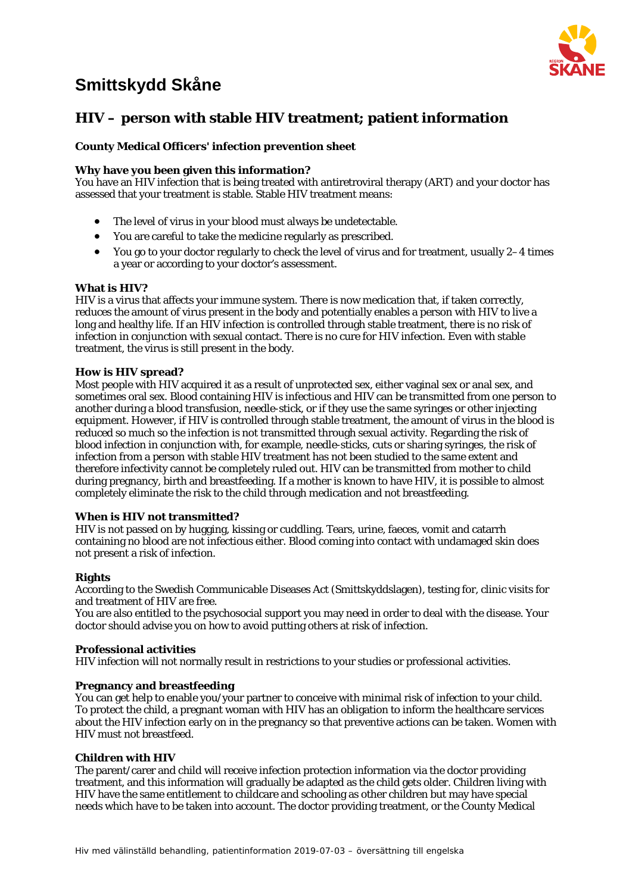# Smittskydd Skåne

## HIV – person with stable HIV treatment; patient information

**County Medical Officers' infection prevention sheet**

**Why have you been given this information?**
You have an HIV infection that is being treated with antiretroviral therapy (ART) and your doctor has assessed that your treatment is stable. Stable HIV treatment means:

- The level of virus in your blood must always be undetectable.
- You are careful to take the medicine regularly as prescribed.
- You go to your doctor regularly to check the level of virus and for treatment, usually 2–4 times a year or according to your doctor's assessment.

**What is HIV?**
HIV is a virus that affects your immune system. There is now medication that, if taken correctly, reduces the amount of virus present in the body and potentially enables a person with HIV to live a long and healthy life. If an HIV infection is controlled through stable treatment, there is no risk of infection in conjunction with sexual contact. There is no cure for HIV infection. Even with stable treatment, the virus is still present in the body.

**How is HIV spread?**
Most people with HIV acquired it as a result of unprotected sex, either vaginal sex or anal sex, and sometimes oral sex. Blood containing HIV is infectious and HIV can be transmitted from one person to another during a blood transfusion, needle-stick, or if they use the same syringes or other injecting equipment. However, if HIV is controlled through stable treatment, the amount of virus in the blood is reduced so much so the infection is not transmitted through sexual activity. Regarding the risk of blood infection in conjunction with, for example, needle-sticks, cuts or sharing syringes, the risk of infection from a person with stable HIV treatment has not been studied to the same extent and therefore infectivity cannot be completely ruled out. HIV can be transmitted from mother to child during pregnancy, birth and breastfeeding. If a mother is known to have HIV, it is possible to almost completely eliminate the risk to the child through medication and not breastfeeding.

**When is HIV not transmitted?**
HIV is not passed on by hugging, kissing or cuddling. Tears, urine, faeces, vomit and catarrh containing no blood are not infectious either. Blood coming into contact with undamaged skin does not present a risk of infection.

**Rights**
According to the Swedish Communicable Diseases Act (Smittskyddslagen), testing for, clinic visits for and treatment of HIV are free.
You are also entitled to the psychosocial support you may need in order to deal with the disease. Your doctor should advise you on how to avoid putting others at risk of infection.

**Professional activities**
HIV infection will not normally result in restrictions to your studies or professional activities.

**Pregnancy and breastfeeding**
You can get help to enable you/your partner to conceive with minimal risk of infection to your child. To protect the child, a pregnant woman with HIV has an obligation to inform the healthcare services about the HIV infection early on in the pregnancy so that preventive actions can be taken. Women with HIV must not breastfeed.

**Children with HIV**
The parent/carer and child will receive infection protection information via the doctor providing treatment, and this information will gradually be adapted as the child gets older. Children living with HIV have the same entitlement to childcare and schooling as other children but may have special needs which have to be taken into account. The doctor providing treatment, or the County Medical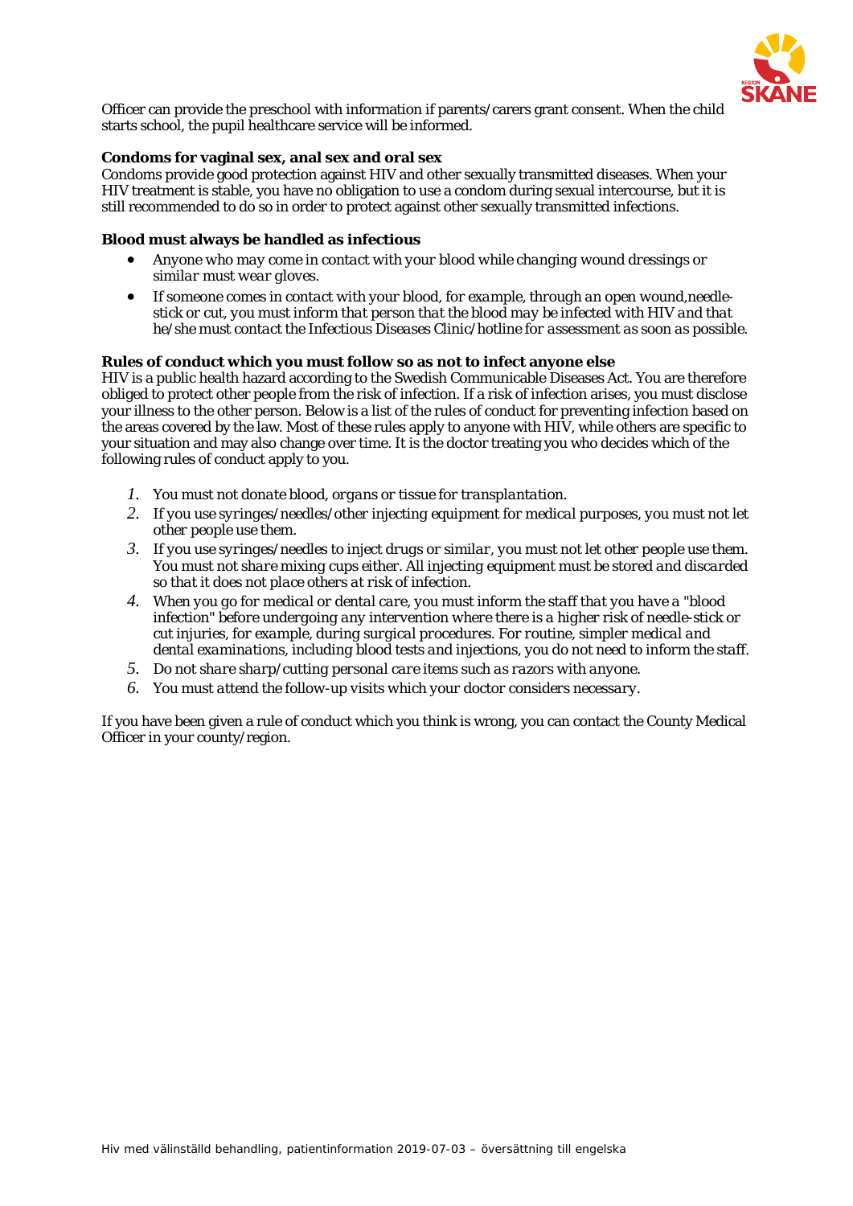Officer can provide the preschool with information if parents/carers grant consent. When the child starts school, the pupil healthcare service will be informed.

**Condoms for vaginal sex, anal sex and oral sex**
Condoms provide good protection against HIV and other sexually transmitted diseases. When your HIV treatment is stable, you have no obligation to use a condom during sexual intercourse, but it is still recommended to do so in order to protect against other sexually transmitted infections.

**Blood must always be handled as infectious**

- Anyone who may come in contact with your blood while changing wound dressings or similar must wear gloves.
- If someone comes in contact with your blood, for example, through an open wound,needle-stick or cut, you must inform that person that the blood may be infected with HIV and that he/she must contact the Infectious Diseases Clinic/hotline for assessment as soon as possible.

**Rules of conduct which you must follow so as not to infect anyone else**
HIV is a public health hazard according to the Swedish Communicable Diseases Act. You are therefore obliged to protect other people from the risk of infection. If a risk of infection arises, you must disclose your illness to the other person. Below is a list of the rules of conduct for preventing infection based on the areas covered by the law. Most of these rules apply to anyone with HIV, while others are specific to your situation and may also change over time. It is the doctor treating you who decides which of the following rules of conduct apply to you.

1. You must not donate blood, organs or tissue for transplantation.
2. If you use syringes/needles/other injecting equipment for medical purposes, you must not let other people use them.
3. If you use syringes/needles to inject drugs or similar, you must not let other people use them. You must not share mixing cups either. All injecting equipment must be stored and discarded so that it does not place others at risk of infection.
4. When you go for medical or dental care, you must inform the staff that you have a "blood infection" before undergoing any intervention where there is a higher risk of needle-stick or cut injuries, for example, during surgical procedures. For routine, simpler medical and dental examinations, including blood tests and injections, you do not need to inform the staff.
5. Do not share sharp/cutting personal care items such as razors with anyone.
6. You must attend the follow-up visits which your doctor considers necessary.

If you have been given a rule of conduct which you think is wrong, you can contact the County Medical Officer in your county/region.